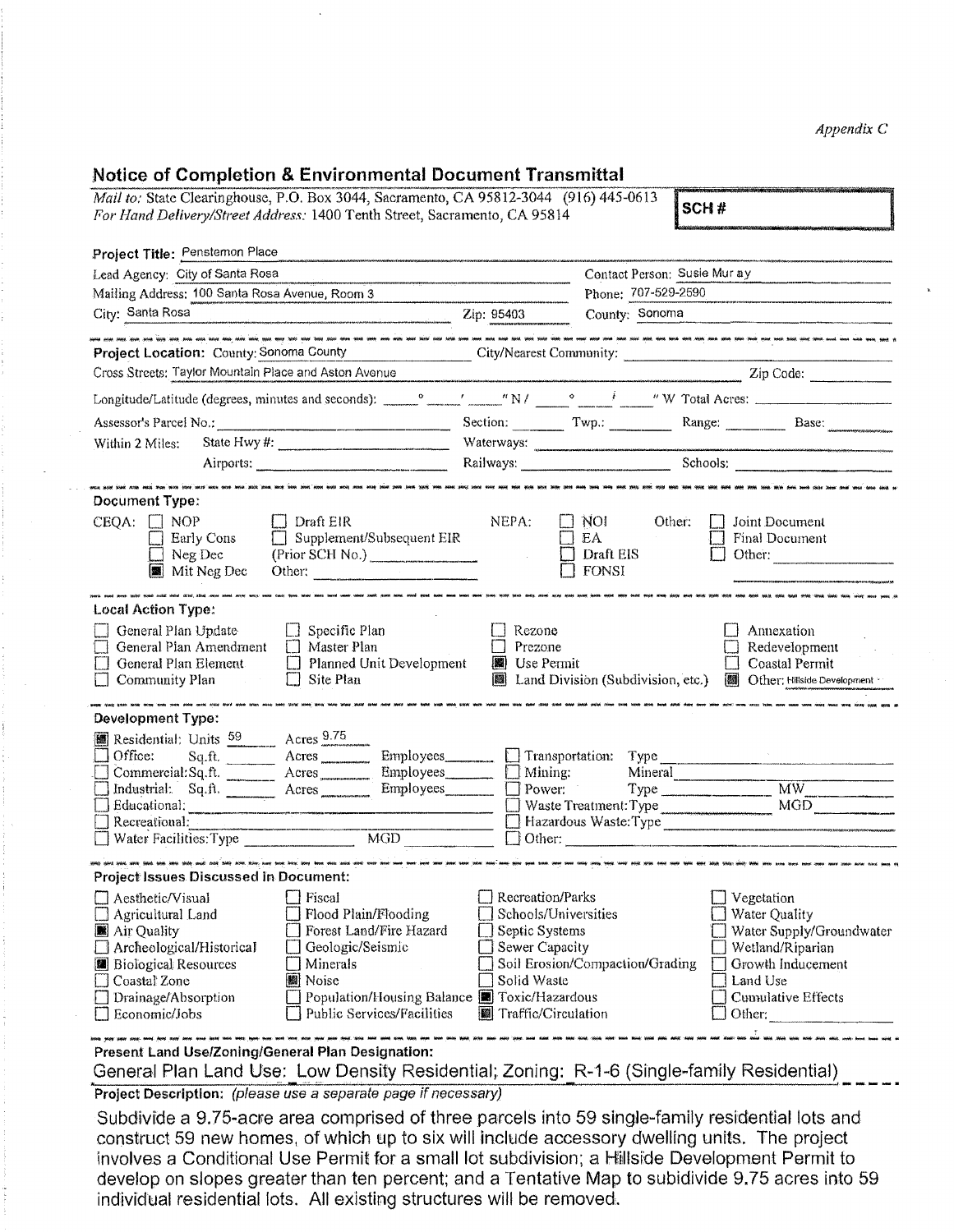*Appendix C*

## Notice of Completion & Environmental Document Transmittal

*Mail to:* State Clearinghouse, P.O. Box 3044, Sacramento, CA 95812-3044 (916) 445-0613
*For Hand Delivery/Street Address:* 1400 Tenth Street, Sacramento, CA 95814

**SCH #**

**Project Title:** Penstemon Place

Lead Agency: City of Santa Rosa — Contact Person: Susie Mur ay

Mailing Address: 100 Santa Rosa Avenue, Room 3 — Phone: 707-529-2590

City: Santa Rosa — Zip: 95403 — County: Sonoma

**Project Location:** County: Sonoma County — City/Nearest Community:

Cross Streets: Taylor Mountain Place and Aston Avenue — Zip Code:

Longitude/Latitude (degrees, minutes and seconds): ___° ___′ ___″ N / ___° ___′ ___″ W Total Acres:

Assessor's Parcel No.: — Section: — Twp.: — Range: — Base:

Within 2 Miles: State Hwy #: — Waterways:

Airports: — Railways: — Schools:

**Document Type:**

CEQA:
- ☐ NOP
- ☐ Early Cons
- ☐ Neg Dec
- ☒ Mit Neg Dec
- ☐ Draft EIR
- ☐ Supplement/Subsequent EIR (Prior SCH No.)
- Other:

NEPA:
- ☐ NOI
- ☐ EA
- ☐ Draft EIS
- ☐ FONSI

Other:
- ☐ Joint Document
- ☐ Final Document
- ☐ Other:

**Local Action Type:**

- ☐ General Plan Update
- ☐ General Plan Amendment
- ☐ General Plan Element
- ☐ Community Plan
- ☐ Specific Plan
- ☐ Master Plan
- ☐ Planned Unit Development
- ☐ Site Plan
- ☐ Rezone
- ☐ Prezone
- ☒ Use Permit
- ☒ Land Division (Subdivision, etc.)
- ☐ Annexation
- ☐ Redevelopment
- ☐ Coastal Permit
- ☒ Other: Hillside Development

**Development Type:**

- ☒ Residential: Units 59 Acres 9.75
- ☐ Office: Sq.ft. ___ Acres ___ Employees ___
- ☐ Commercial: Sq.ft. ___ Acres ___ Employees ___
- ☐ Industrial: Sq.ft. ___ Acres ___ Employees ___
- ☐ Educational:
- ☐ Recreational:
- ☐ Water Facilities: Type ___ MGD ___
- ☐ Transportation: Type
- ☐ Mining: Mineral
- ☐ Power: Type ___ MW
- ☐ Waste Treatment: Type ___ MGD
- ☐ Hazardous Waste: Type
- ☐ Other:

**Project Issues Discussed in Document:**

- ☐ Aesthetic/Visual
- ☐ Agricultural Land
- ☒ Air Quality
- ☐ Archeological/Historical
- ☒ Biological Resources
- ☐ Coastal Zone
- ☐ Drainage/Absorption
- ☐ Economic/Jobs
- ☐ Fiscal
- ☐ Flood Plain/Flooding
- ☐ Forest Land/Fire Hazard
- ☐ Geologic/Seismic
- ☐ Minerals
- ☒ Noise
- ☐ Population/Housing Balance
- ☐ Public Services/Facilities
- ☐ Recreation/Parks
- ☐ Schools/Universities
- ☐ Septic Systems
- ☐ Sewer Capacity
- ☐ Soil Erosion/Compaction/Grading
- ☐ Solid Waste
- ☒ Toxic/Hazardous
- ☒ Traffic/Circulation
- ☐ Vegetation
- ☐ Water Quality
- ☐ Water Supply/Groundwater
- ☐ Wetland/Riparian
- ☐ Growth Inducement
- ☐ Land Use
- ☐ Cumulative Effects
- ☐ Other:

**Present Land Use/Zoning/General Plan Designation:**

General Plan Land Use: Low Density Residential; Zoning: R-1-6 (Single-family Residential)

**Project Description:** *(please use a separate page if necessary)*

Subdivide a 9.75-acre area comprised of three parcels into 59 single-family residential lots and construct 59 new homes, of which up to six will include accessory dwelling units. The project involves a Conditional Use Permit for a small lot subdivision; a Hillside Development Permit to develop on slopes greater than ten percent; and a Tentative Map to subidivide 9.75 acres into 59 individual residential lots. All existing structures will be removed.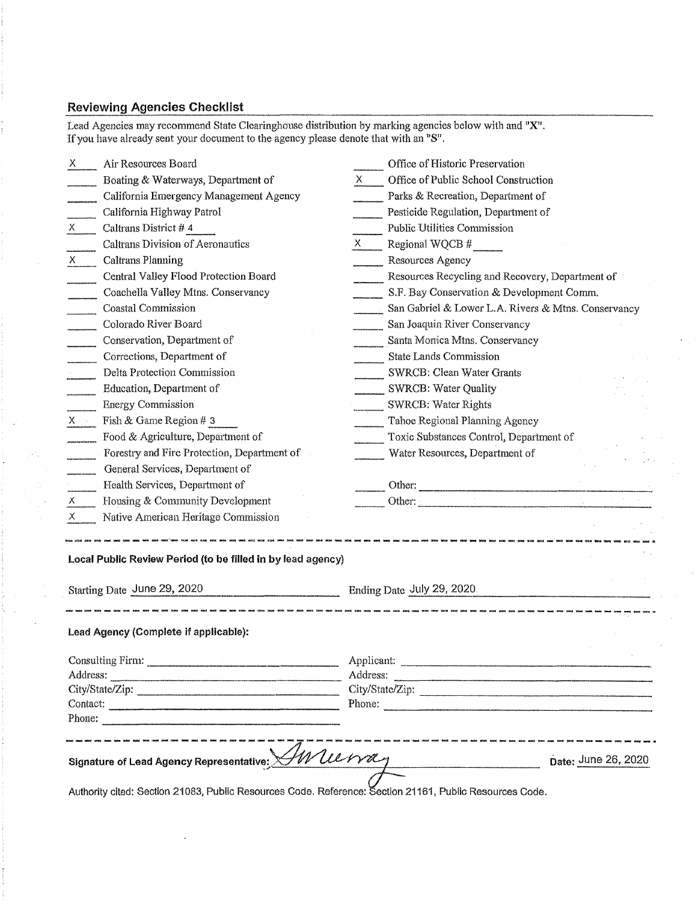## Reviewing Agencies Checklist

Lead Agencies may recommend State Clearinghouse distribution by marking agencies below with and "X".
If you have already sent your document to the agency please denote that with an "S".

- X Air Resources Board
- ___ Boating & Waterways, Department of
- ___ California Emergency Management Agency
- ___ California Highway Patrol
- X Caltrans District # 4
- ___ Caltrans Division of Aeronautics
- X Caltrans Planning
- ___ Central Valley Flood Protection Board
- ___ Coachella Valley Mtns. Conservancy
- ___ Coastal Commission
- ___ Colorado River Board
- ___ Conservation, Department of
- ___ Corrections, Department of
- ___ Delta Protection Commission
- ___ Education, Department of
- ___ Energy Commission
- X Fish & Game Region # 3
- ___ Food & Agriculture, Department of
- ___ Forestry and Fire Protection, Department of
- ___ General Services, Department of
- ___ Health Services, Department of
- X Housing & Community Development
- X Native American Heritage Commission
- ___ Office of Historic Preservation
- X Office of Public School Construction
- ___ Parks & Recreation, Department of
- ___ Pesticide Regulation, Department of
- ___ Public Utilities Commission
- X Regional WQCB # ___
- ___ Resources Agency
- ___ Resources Recycling and Recovery, Department of
- ___ S.F. Bay Conservation & Development Comm.
- ___ San Gabriel & Lower L.A. Rivers & Mtns. Conservancy
- ___ San Joaquin River Conservancy
- ___ Santa Monica Mtns. Conservancy
- ___ State Lands Commission
- ___ SWRCB: Clean Water Grants
- ___ SWRCB: Water Quality
- ___ SWRCB: Water Rights
- ___ Tahoe Regional Planning Agency
- ___ Toxic Substances Control, Department of
- ___ Water Resources, Department of
- ___ Other: ___
- ___ Other: ___

---

**Local Public Review Period (to be filled in by lead agency)**

Starting Date June 29, 2020 Ending Date July 29, 2020

---

**Lead Agency (Complete if applicable):**

Consulting Firm: ___
Address: ___
City/State/Zip: ___
Contact: ___
Phone: ___

Applicant: ___
Address: ___
City/State/Zip: ___
Phone: ___

---

**Signature of Lead Agency Representative:** SMurray **Date:** June 26, 2020

Authority cited: Section 21083, Public Resources Code. Reference: Section 21161, Public Resources Code.